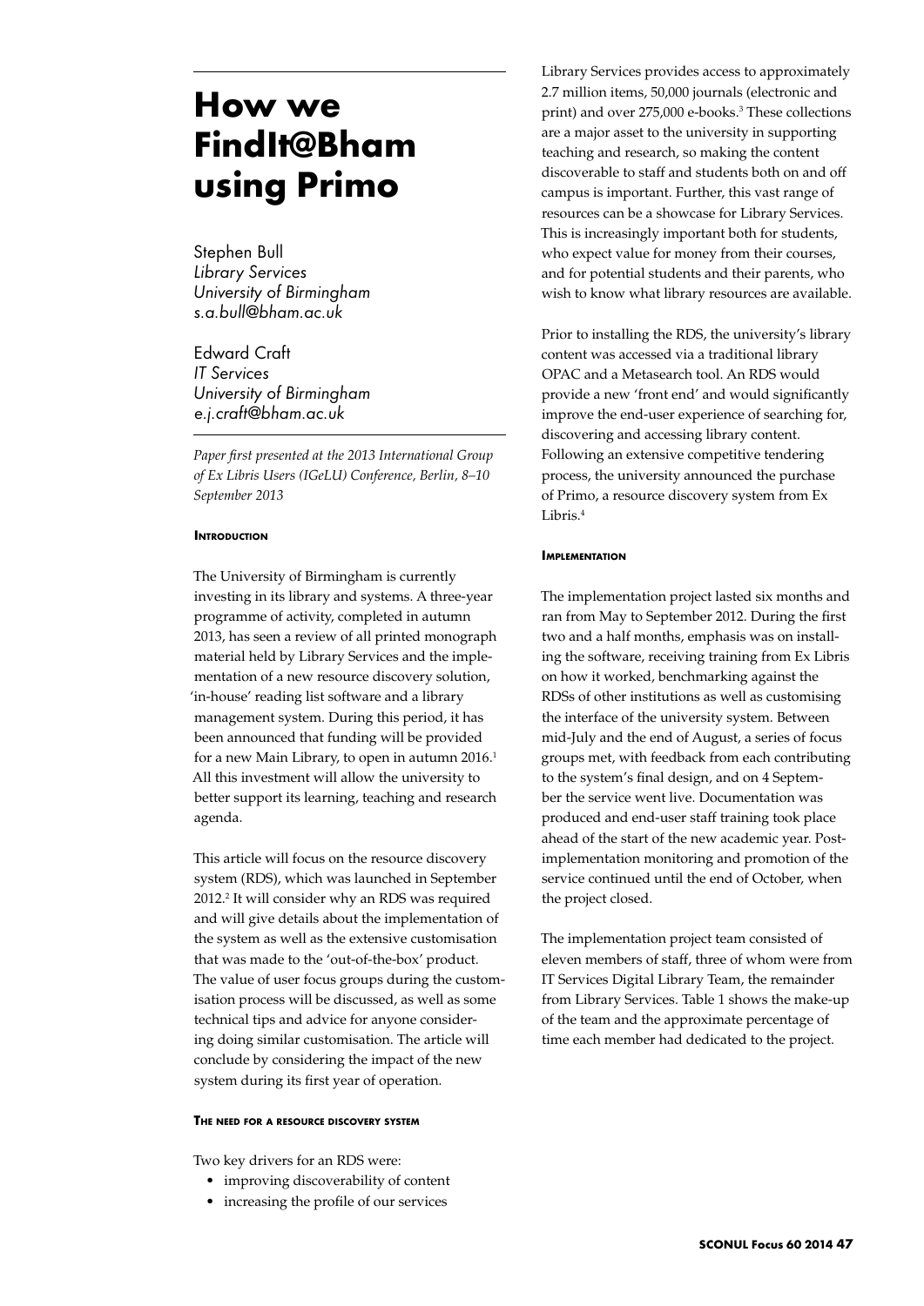# How we FindIt@Bham using Primo

Stephen Bull
*Library Services*
*University of Birmingham*
*s.a.bull@bham.ac.uk*

Edward Craft
*IT Services*
*University of Birmingham*
*e.j.craft@bham.ac.uk*

*Paper first presented at the 2013 International Group of Ex Libris Users (IGeLU) Conference, Berlin, 8–10 September 2013*

## Introduction

The University of Birmingham is currently investing in its library and systems. A three-year programme of activity, completed in autumn 2013, has seen a review of all printed monograph material held by Library Services and the implementation of a new resource discovery solution, 'in-house' reading list software and a library management system. During this period, it has been announced that funding will be provided for a new Main Library, to open in autumn 2016.[1] All this investment will allow the university to better support its learning, teaching and research agenda.

This article will focus on the resource discovery system (RDS), which was launched in September 2012.[2] It will consider why an RDS was required and will give details about the implementation of the system as well as the extensive customisation that was made to the 'out-of-the-box' product. The value of user focus groups during the customisation process will be discussed, as well as some technical tips and advice for anyone considering doing similar customisation. The article will conclude by considering the impact of the new system during its first year of operation.

## The need for a resource discovery system

Two key drivers for an RDS were:

- improving discoverability of content
- increasing the profile of our services

Library Services provides access to approximately 2.7 million items, 50,000 journals (electronic and print) and over 275,000 e-books.[3] These collections are a major asset to the university in supporting teaching and research, so making the content discoverable to staff and students both on and off campus is important. Further, this vast range of resources can be a showcase for Library Services. This is increasingly important both for students, who expect value for money from their courses, and for potential students and their parents, who wish to know what library resources are available.

Prior to installing the RDS, the university's library content was accessed via a traditional library OPAC and a Metasearch tool. An RDS would provide a new 'front end' and would significantly improve the end-user experience of searching for, discovering and accessing library content. Following an extensive competitive tendering process, the university announced the purchase of Primo, a resource discovery system from Ex Libris.[4]

## Implementation

The implementation project lasted six months and ran from May to September 2012. During the first two and a half months, emphasis was on installing the software, receiving training from Ex Libris on how it worked, benchmarking against the RDSs of other institutions as well as customising the interface of the university system. Between mid-July and the end of August, a series of focus groups met, with feedback from each contributing to the system's final design, and on 4 September the service went live. Documentation was produced and end-user staff training took place ahead of the start of the new academic year. Post-implementation monitoring and promotion of the service continued until the end of October, when the project closed.

The implementation project team consisted of eleven members of staff, three of whom were from IT Services Digital Library Team, the remainder from Library Services. Table 1 shows the make-up of the team and the approximate percentage of time each member had dedicated to the project.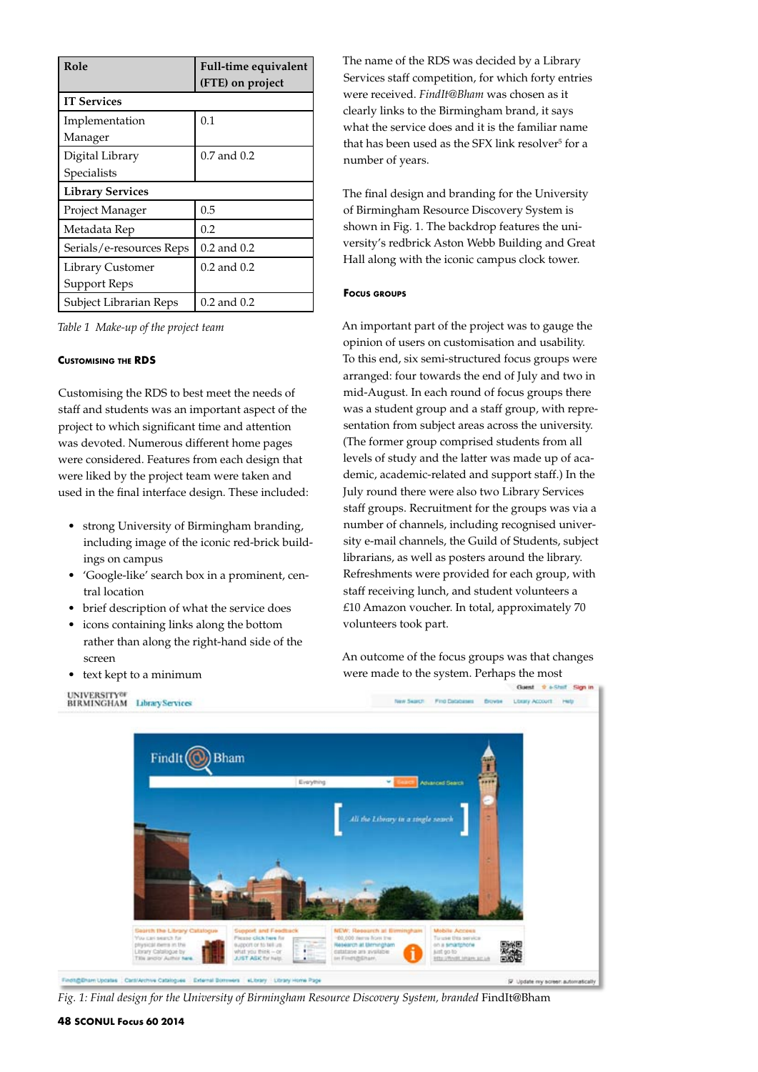| Role | Full-time equivalent (FTE) on project |
|---|---|
| **IT Services** | |
| Implementation Manager | 0.1 |
| Digital Library Specialists | 0.7 and 0.2 |
| **Library Services** | |
| Project Manager | 0.5 |
| Metadata Rep | 0.2 |
| Serials/e-resources Reps | 0.2 and 0.2 |
| Library Customer Support Reps | 0.2 and 0.2 |
| Subject Librarian Reps | 0.2 and 0.2 |

*Table 1 Make-up of the project team*

#### Customising the RDS

Customising the RDS to best meet the needs of staff and students was an important aspect of the project to which significant time and attention was devoted. Numerous different home pages were considered. Features from each design that were liked by the project team were taken and used in the final interface design. These included:

- strong University of Birmingham branding, including image of the iconic red-brick buildings on campus
- 'Google-like' search box in a prominent, central location
- brief description of what the service does
- icons containing links along the bottom rather than along the right-hand side of the screen
- text kept to a minimum

The name of the RDS was decided by a Library Services staff competition, for which forty entries were received. *FindIt@Bham* was chosen as it clearly links to the Birmingham brand, it says what the service does and it is the familiar name that has been used as the SFX link resolver[5] for a number of years.

The final design and branding for the University of Birmingham Resource Discovery System is shown in Fig. 1. The backdrop features the university's redbrick Aston Webb Building and Great Hall along with the iconic campus clock tower.

#### Focus groups

An important part of the project was to gauge the opinion of users on customisation and usability. To this end, six semi-structured focus groups were arranged: four towards the end of July and two in mid-August. In each round of focus groups there was a student group and a staff group, with representation from subject areas across the university. (The former group comprised students from all levels of study and the latter was made up of academic, academic-related and support staff.) In the July round there were also two Library Services staff groups. Recruitment for the groups was via a number of channels, including recognised university e-mail channels, the Guild of Students, subject librarians, as well as posters around the library. Refreshments were provided for each group, with staff receiving lunch, and student volunteers a £10 Amazon voucher. In total, approximately 70 volunteers took part.

An outcome of the focus groups was that changes were made to the system. Perhaps the most

*Fig. 1: Final design for the University of Birmingham Resource Discovery System, branded* FindIt@Bham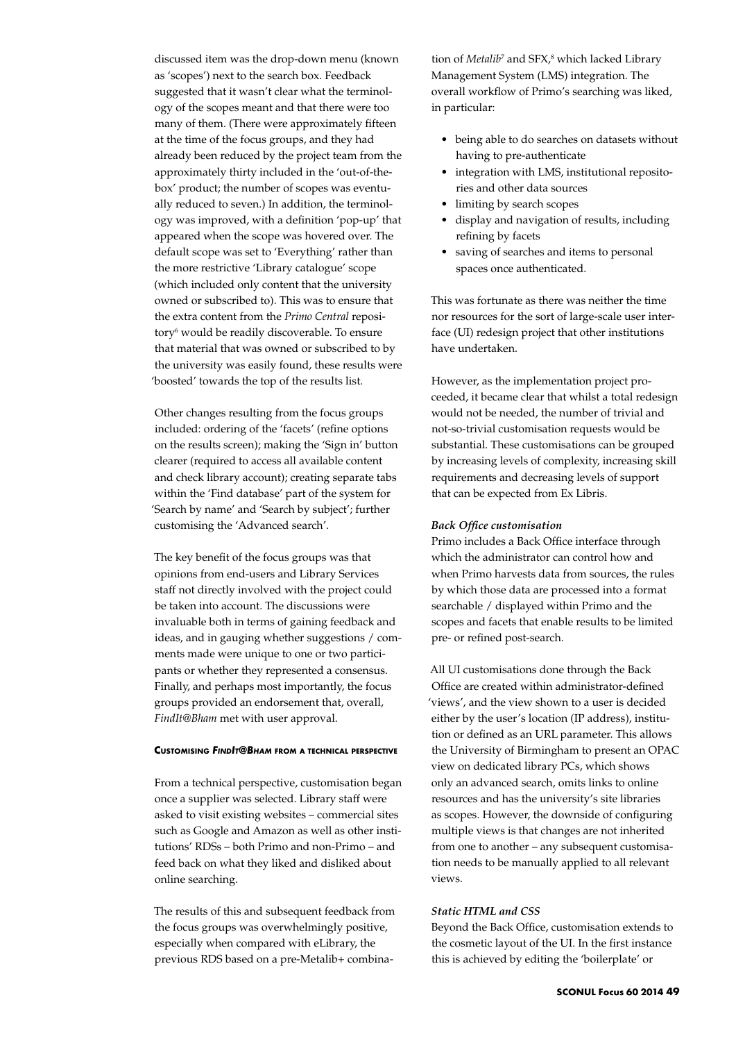discussed item was the drop-down menu (known as 'scopes') next to the search box. Feedback suggested that it wasn't clear what the terminology of the scopes meant and that there were too many of them. (There were approximately fifteen at the time of the focus groups, and they had already been reduced by the project team from the approximately thirty included in the 'out-of-the-box' product; the number of scopes was eventually reduced to seven.) In addition, the terminology was improved, with a definition 'pop-up' that appeared when the scope was hovered over. The default scope was set to 'Everything' rather than the more restrictive 'Library catalogue' scope (which included only content that the university owned or subscribed to). This was to ensure that the extra content from the *Primo Central* repository[6] would be readily discoverable. To ensure that material that was owned or subscribed to by the university was easily found, these results were 'boosted' towards the top of the results list.

Other changes resulting from the focus groups included: ordering of the 'facets' (refine options on the results screen); making the 'Sign in' button clearer (required to access all available content and check library account); creating separate tabs within the 'Find database' part of the system for 'Search by name' and 'Search by subject'; further customising the 'Advanced search'.

The key benefit of the focus groups was that opinions from end-users and Library Services staff not directly involved with the project could be taken into account. The discussions were invaluable both in terms of gaining feedback and ideas, and in gauging whether suggestions / comments made were unique to one or two participants or whether they represented a consensus. Finally, and perhaps most importantly, the focus groups provided an endorsement that, overall, *FindIt@Bham* met with user approval.

### Customising *FindIt@Bham* from a technical perspective

From a technical perspective, customisation began once a supplier was selected. Library staff were asked to visit existing websites – commercial sites such as Google and Amazon as well as other institutions' RDSs – both Primo and non-Primo – and feed back on what they liked and disliked about online searching.

The results of this and subsequent feedback from the focus groups was overwhelmingly positive, especially when compared with eLibrary, the previous RDS based on a pre-Metalib+ combination of *Metalib*[7] and SFX,[8] which lacked Library Management System (LMS) integration. The overall workflow of Primo's searching was liked, in particular:

- being able to do searches on datasets without having to pre-authenticate
- integration with LMS, institutional repositories and other data sources
- limiting by search scopes
- display and navigation of results, including refining by facets
- saving of searches and items to personal spaces once authenticated.

This was fortunate as there was neither the time nor resources for the sort of large-scale user interface (UI) redesign project that other institutions have undertaken.

However, as the implementation project proceeded, it became clear that whilst a total redesign would not be needed, the number of trivial and not-so-trivial customisation requests would be substantial. These customisations can be grouped by increasing levels of complexity, increasing skill requirements and decreasing levels of support that can be expected from Ex Libris.

#### *Back Office customisation*

Primo includes a Back Office interface through which the administrator can control how and when Primo harvests data from sources, the rules by which those data are processed into a format searchable / displayed within Primo and the scopes and facets that enable results to be limited pre- or refined post-search.

All UI customisations done through the Back Office are created within administrator-defined 'views', and the view shown to a user is decided either by the user's location (IP address), institution or defined as an URL parameter. This allows the University of Birmingham to present an OPAC view on dedicated library PCs, which shows only an advanced search, omits links to online resources and has the university's site libraries as scopes. However, the downside of configuring multiple views is that changes are not inherited from one to another – any subsequent customisation needs to be manually applied to all relevant views.

#### *Static HTML and CSS*

Beyond the Back Office, customisation extends to the cosmetic layout of the UI. In the first instance this is achieved by editing the 'boilerplate' or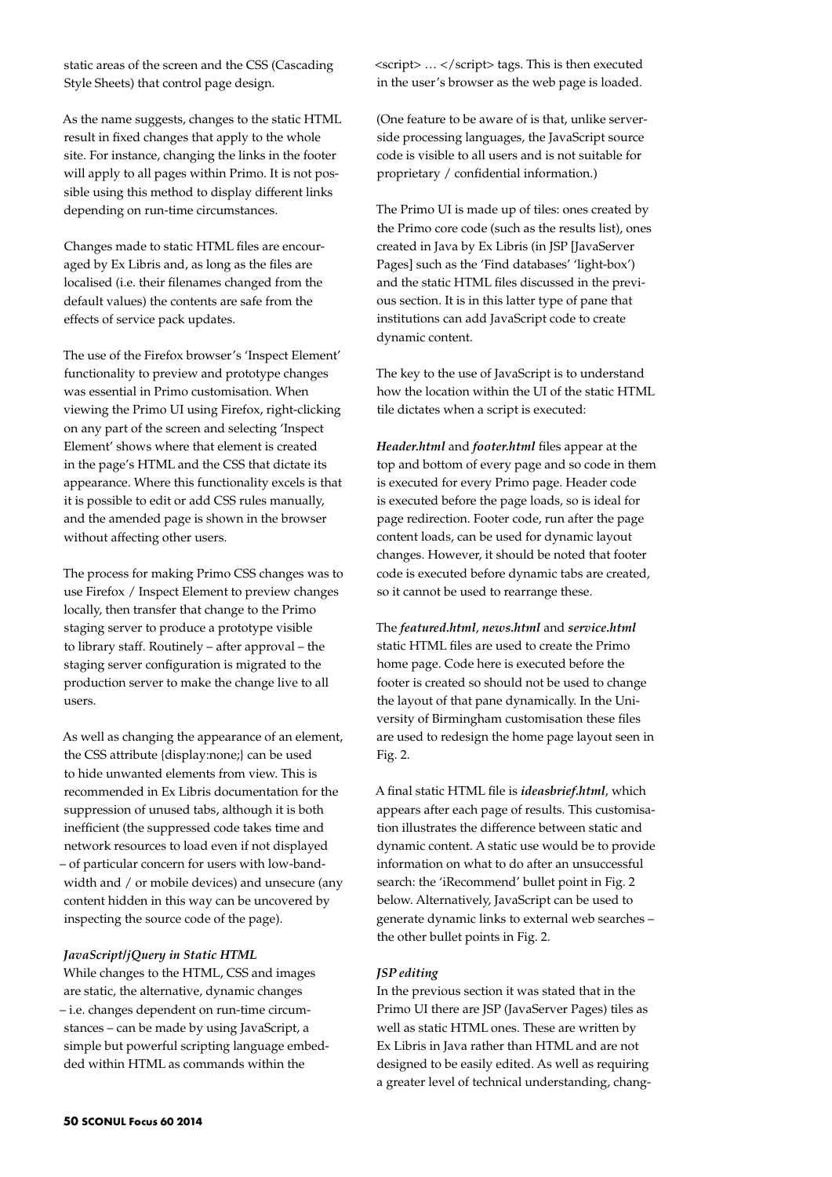static areas of the screen and the CSS (Cascading Style Sheets) that control page design.

As the name suggests, changes to the static HTML result in fixed changes that apply to the whole site. For instance, changing the links in the footer will apply to all pages within Primo. It is not possible using this method to display different links depending on run-time circumstances.

Changes made to static HTML files are encouraged by Ex Libris and, as long as the files are localised (i.e. their filenames changed from the default values) the contents are safe from the effects of service pack updates.

The use of the Firefox browser's 'Inspect Element' functionality to preview and prototype changes was essential in Primo customisation. When viewing the Primo UI using Firefox, right-clicking on any part of the screen and selecting 'Inspect Element' shows where that element is created in the page's HTML and the CSS that dictate its appearance. Where this functionality excels is that it is possible to edit or add CSS rules manually, and the amended page is shown in the browser without affecting other users.

The process for making Primo CSS changes was to use Firefox / Inspect Element to preview changes locally, then transfer that change to the Primo staging server to produce a prototype visible to library staff. Routinely – after approval – the staging server configuration is migrated to the production server to make the change live to all users.

As well as changing the appearance of an element, the CSS attribute {display:none;} can be used to hide unwanted elements from view. This is recommended in Ex Libris documentation for the suppression of unused tabs, although it is both inefficient (the suppressed code takes time and network resources to load even if not displayed – of particular concern for users with low-bandwidth and / or mobile devices) and unsecure (any content hidden in this way can be uncovered by inspecting the source code of the page).

### *JavaScript/jQuery in Static HTML*

While changes to the HTML, CSS and images are static, the alternative, dynamic changes – i.e. changes dependent on run-time circumstances – can be made by using JavaScript, a simple but powerful scripting language embedded within HTML as commands within the <script> … </script> tags. This is then executed in the user's browser as the web page is loaded.

(One feature to be aware of is that, unlike server-side processing languages, the JavaScript source code is visible to all users and is not suitable for proprietary / confidential information.)

The Primo UI is made up of tiles: ones created by the Primo core code (such as the results list), ones created in Java by Ex Libris (in JSP [JavaServer Pages] such as the 'Find databases' 'light-box') and the static HTML files discussed in the previous section. It is in this latter type of pane that institutions can add JavaScript code to create dynamic content.

The key to the use of JavaScript is to understand how the location within the UI of the static HTML tile dictates when a script is executed:

***Header.html*** and ***footer.html*** files appear at the top and bottom of every page and so code in them is executed for every Primo page. Header code is executed before the page loads, so is ideal for page redirection. Footer code, run after the page content loads, can be used for dynamic layout changes. However, it should be noted that footer code is executed before dynamic tabs are created, so it cannot be used to rearrange these.

The ***featured.html***, ***news.html*** and ***service.html*** static HTML files are used to create the Primo home page. Code here is executed before the footer is created so should not be used to change the layout of that pane dynamically. In the University of Birmingham customisation these files are used to redesign the home page layout seen in Fig. 2.

A final static HTML file is ***ideasbrief.html***, which appears after each page of results. This customisation illustrates the difference between static and dynamic content. A static use would be to provide information on what to do after an unsuccessful search: the 'iRecommend' bullet point in Fig. 2 below. Alternatively, JavaScript can be used to generate dynamic links to external web searches – the other bullet points in Fig. 2.

### *JSP editing*

In the previous section it was stated that in the Primo UI there are JSP (JavaServer Pages) tiles as well as static HTML ones. These are written by Ex Libris in Java rather than HTML and are not designed to be easily edited. As well as requiring a greater level of technical understanding, chang-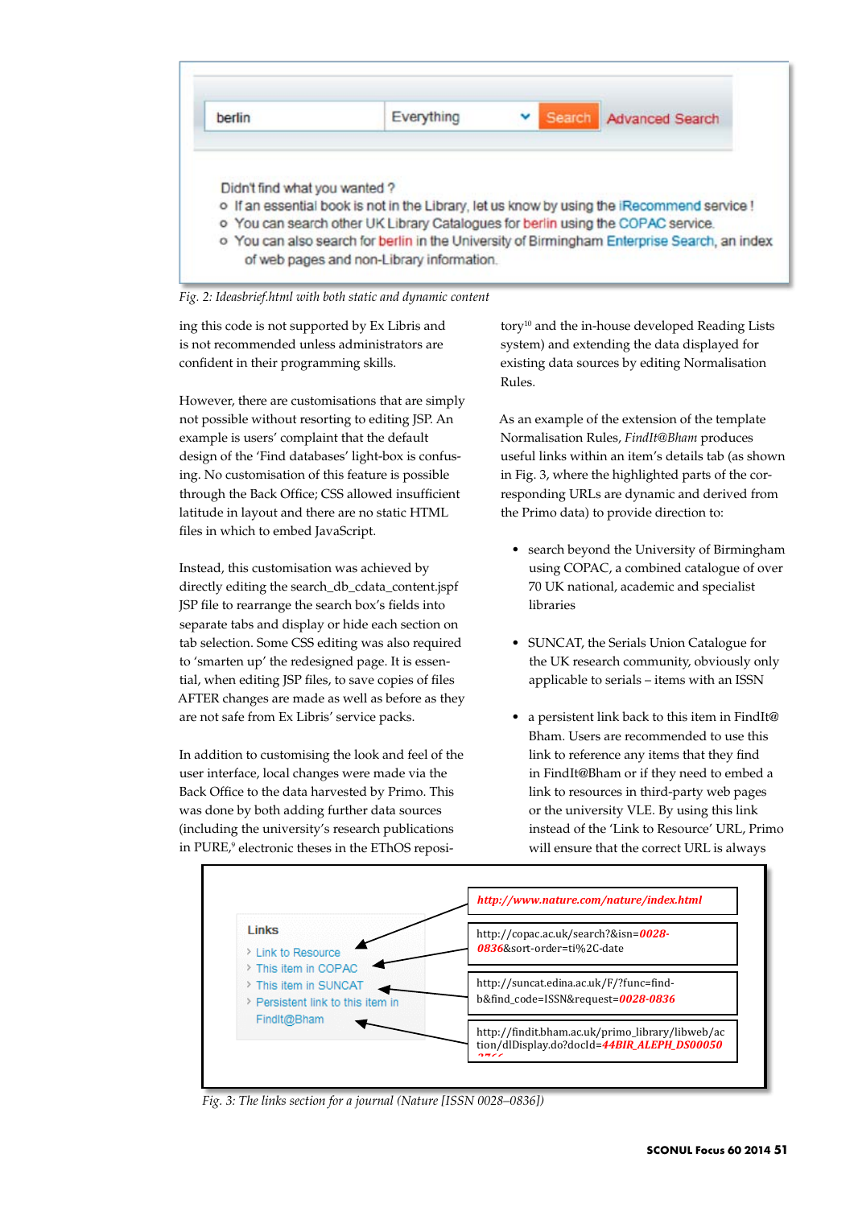Fig. 2: Ideasbrief.html with both static and dynamic content

ing this code is not supported by Ex Libris and is not recommended unless administrators are confident in their programming skills.

However, there are customisations that are simply not possible without resorting to editing JSP. An example is users' complaint that the default design of the 'Find databases' light-box is confusing. No customisation of this feature is possible through the Back Office; CSS allowed insufficient latitude in layout and there are no static HTML files in which to embed JavaScript.

Instead, this customisation was achieved by directly editing the search_db_cdata_content.jspf JSP file to rearrange the search box's fields into separate tabs and display or hide each section on tab selection. Some CSS editing was also required to 'smarten up' the redesigned page. It is essential, when editing JSP files, to save copies of files AFTER changes are made as well as before as they are not safe from Ex Libris' service packs.

In addition to customising the look and feel of the user interface, local changes were made via the Back Office to the data harvested by Primo. This was done by both adding further data sources (including the university's research publications in PURE,[9] electronic theses in the EThOS repository[10] and the in-house developed Reading Lists system) and extending the data displayed for existing data sources by editing Normalisation Rules.

As an example of the extension of the template Normalisation Rules, *FindIt@Bham* produces useful links within an item's details tab (as shown in Fig. 3, where the highlighted parts of the corresponding URLs are dynamic and derived from the Primo data) to provide direction to:

- search beyond the University of Birmingham using COPAC, a combined catalogue of over 70 UK national, academic and specialist libraries
- SUNCAT, the Serials Union Catalogue for the UK research community, obviously only applicable to serials – items with an ISSN
- a persistent link back to this item in FindIt@Bham. Users are recommended to use this link to reference any items that they find in FindIt@Bham or if they need to embed a link to resources in third-party web pages or the university VLE. By using this link instead of the 'Link to Resource' URL, Primo will ensure that the correct URL is always

Fig. 3: The links section for a journal (Nature [ISSN 0028–0836])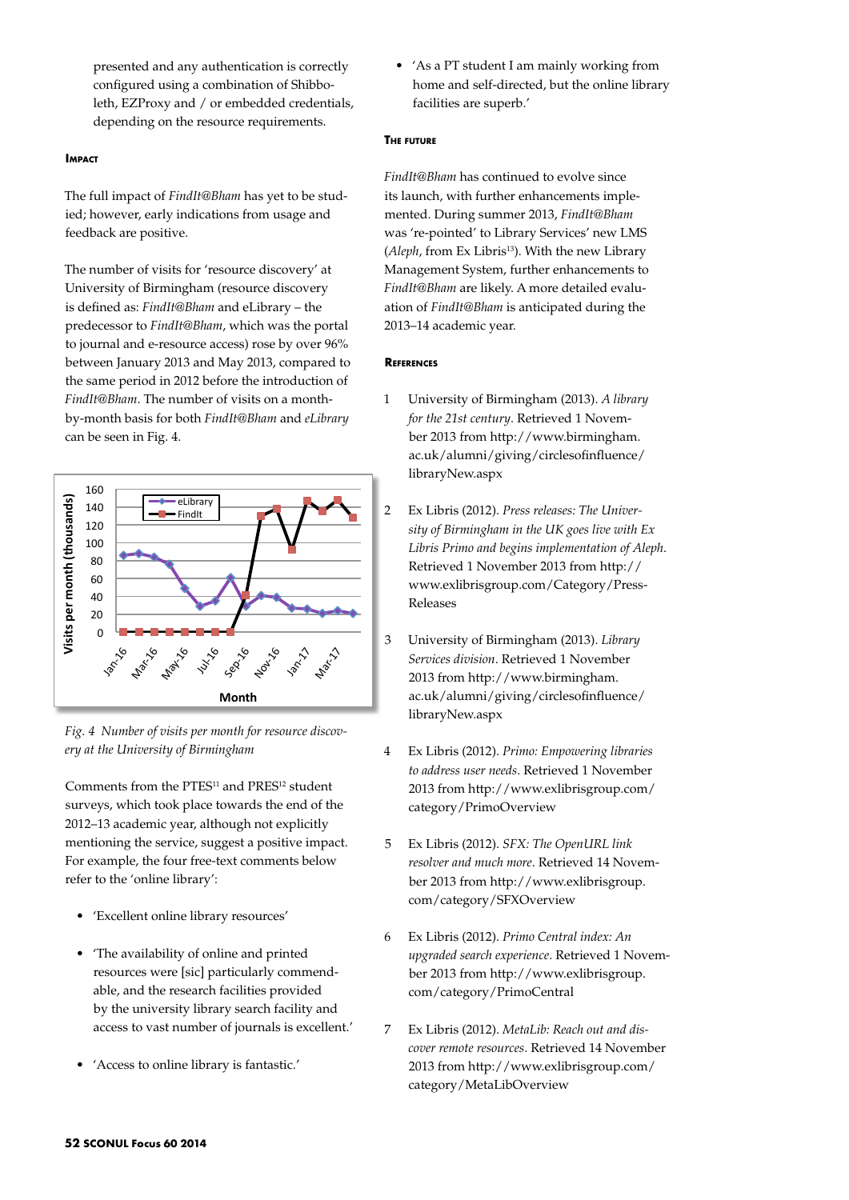presented and any authentication is correctly configured using a combination of Shibboleth, EZProxy and / or embedded credentials, depending on the resource requirements.

## Impact

The full impact of *FindIt@Bham* has yet to be studied; however, early indications from usage and feedback are positive.

The number of visits for 'resource discovery' at University of Birmingham (resource discovery is defined as: *FindIt@Bham* and eLibrary – the predecessor to *FindIt@Bham*, which was the portal to journal and e-resource access) rose by over 96% between January 2013 and May 2013, compared to the same period in 2012 before the introduction of *FindIt@Bham*. The number of visits on a month-by-month basis for both *FindIt@Bham* and *eLibrary* can be seen in Fig. 4.

*Fig. 4 Number of visits per month for resource discovery at the University of Birmingham*

Comments from the PTES[11] and PRES[12] student surveys, which took place towards the end of the 2012–13 academic year, although not explicitly mentioning the service, suggest a positive impact. For example, the four free-text comments below refer to the 'online library':

- 'Excellent online library resources'
- 'The availability of online and printed resources were [sic] particularly commendable, and the research facilities provided by the university library search facility and access to vast number of journals is excellent.'
- 'Access to online library is fantastic.'
- 'As a PT student I am mainly working from home and self-directed, but the online library facilities are superb.'

## The future

*FindIt@Bham* has continued to evolve since its launch, with further enhancements implemented. During summer 2013, *FindIt@Bham* was 're-pointed' to Library Services' new LMS (*Aleph*, from Ex Libris[13]). With the new Library Management System, further enhancements to *FindIt@Bham* are likely. A more detailed evaluation of *FindIt@Bham* is anticipated during the 2013–14 academic year.

## References

1. University of Birmingham (2013). *A library for the 21st century*. Retrieved 1 November 2013 from http://www.birmingham.ac.uk/alumni/giving/circlesofinfluence/libraryNew.aspx
2. Ex Libris (2012). *Press releases: The University of Birmingham in the UK goes live with Ex Libris Primo and begins implementation of Aleph*. Retrieved 1 November 2013 from http://www.exlibrisgroup.com/Category/PressReleases
3. University of Birmingham (2013). *Library Services division*. Retrieved 1 November 2013 from http://www.birmingham.ac.uk/alumni/giving/circlesofinfluence/libraryNew.aspx
4. Ex Libris (2012). *Primo: Empowering libraries to address user needs*. Retrieved 1 November 2013 from http://www.exlibrisgroup.com/category/PrimoOverview
5. Ex Libris (2012). *SFX: The OpenURL link resolver and much more*. Retrieved 14 November 2013 from http://www.exlibrisgroup.com/category/SFXOverview
6. Ex Libris (2012). *Primo Central index: An upgraded search experience*. Retrieved 1 November 2013 from http://www.exlibrisgroup.com/category/PrimoCentral
7. Ex Libris (2012). *MetaLib: Reach out and discover remote resources*. Retrieved 14 November 2013 from http://www.exlibrisgroup.com/category/MetaLibOverview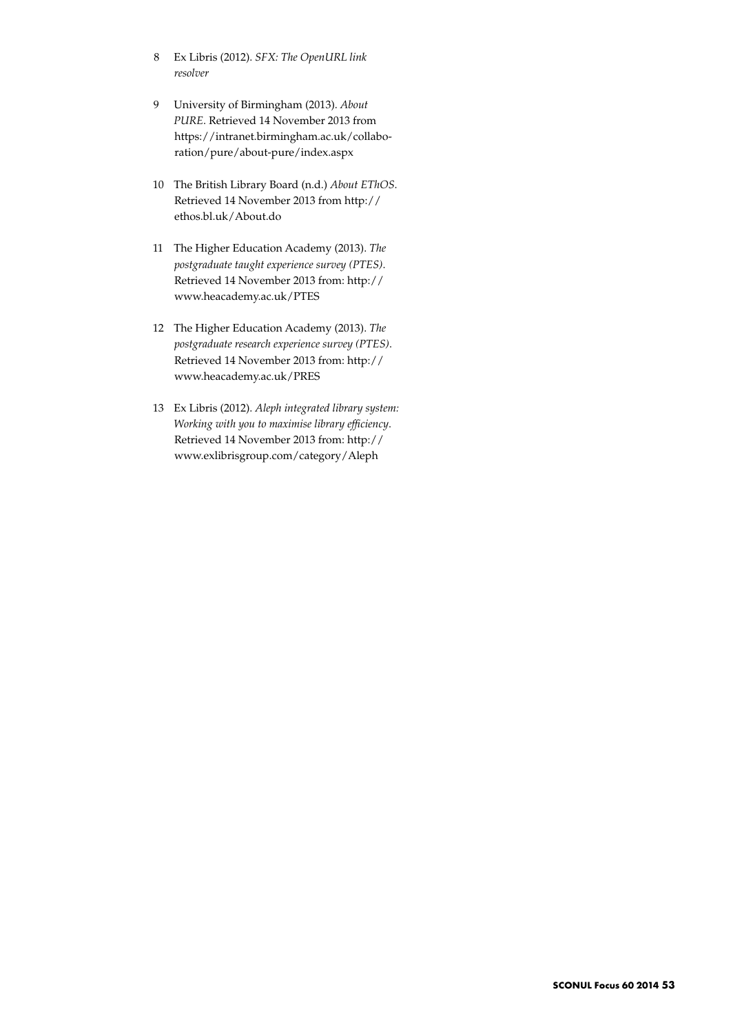8 Ex Libris (2012). *SFX: The OpenURL link resolver*

9 University of Birmingham (2013). *About PURE*. Retrieved 14 November 2013 from https://intranet.birmingham.ac.uk/collaboration/pure/about-pure/index.aspx

10 The British Library Board (n.d.) *About EThOS*. Retrieved 14 November 2013 from http://ethos.bl.uk/About.do

11 The Higher Education Academy (2013). *The postgraduate taught experience survey (PTES)*. Retrieved 14 November 2013 from: http://www.heacademy.ac.uk/PTES

12 The Higher Education Academy (2013). *The postgraduate research experience survey (PTES)*. Retrieved 14 November 2013 from: http://www.heacademy.ac.uk/PRES

13 Ex Libris (2012). *Aleph integrated library system: Working with you to maximise library efficiency*. Retrieved 14 November 2013 from: http://www.exlibrisgroup.com/category/Aleph